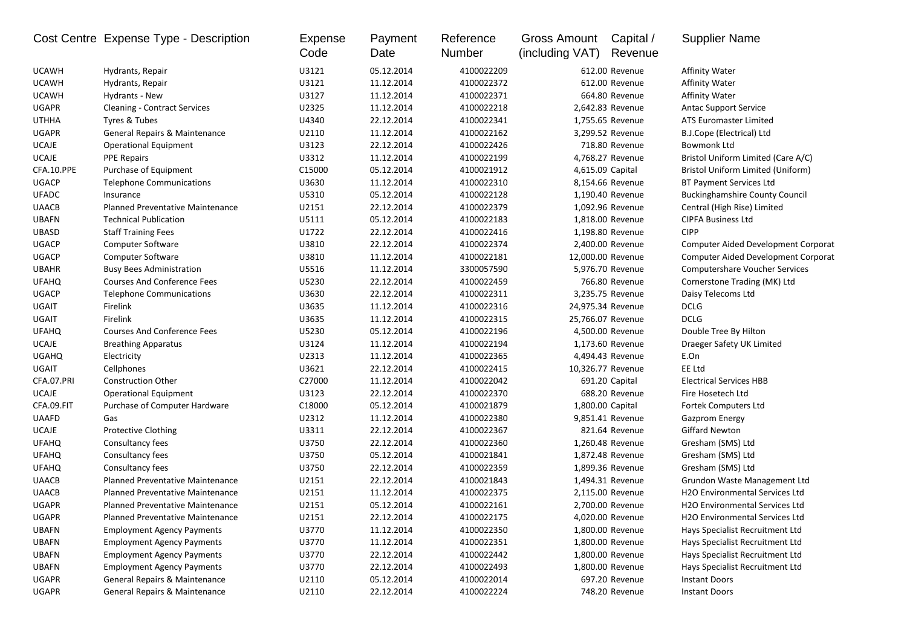| Cost Centre | Expense Type - Description | Expense Code | Payment Date | Reference Number | Gross Amount (including VAT) | Capital / Revenue | Supplier Name |
|---|---|---|---|---|---|---|---|
| UCAWH | Hydrants, Repair | U3121 | 05.12.2014 | 4100022209 | 612.00 | Revenue | Affinity Water |
| UCAWH | Hydrants, Repair | U3121 | 11.12.2014 | 4100022372 | 612.00 | Revenue | Affinity Water |
| UCAWH | Hydrants - New | U3127 | 11.12.2014 | 4100022371 | 664.80 | Revenue | Affinity Water |
| UGAPR | Cleaning - Contract Services | U2325 | 11.12.2014 | 4100022218 | 2,642.83 | Revenue | Antac Support Service |
| UTHHA | Tyres & Tubes | U4340 | 22.12.2014 | 4100022341 | 1,755.65 | Revenue | ATS Euromaster Limited |
| UGAPR | General Repairs & Maintenance | U2110 | 11.12.2014 | 4100022162 | 3,299.52 | Revenue | B.J.Cope (Electrical) Ltd |
| UCAJE | Operational Equipment | U3123 | 22.12.2014 | 4100022426 | 718.80 | Revenue | Bowmonk Ltd |
| UCAJE | PPE Repairs | U3312 | 11.12.2014 | 4100022199 | 4,768.27 | Revenue | Bristol Uniform Limited (Care A/C) |
| CFA.10.PPE | Purchase of Equipment | C15000 | 05.12.2014 | 4100021912 | 4,615.09 | Capital | Bristol Uniform Limited (Uniform) |
| UGACP | Telephone Communications | U3630 | 11.12.2014 | 4100022310 | 8,154.66 | Revenue | BT Payment Services Ltd |
| UFADC | Insurance | U5310 | 05.12.2014 | 4100022128 | 1,190.40 | Revenue | Buckinghamshire County Council |
| UAACB | Planned Preventative Maintenance | U2151 | 22.12.2014 | 4100022379 | 1,092.96 | Revenue | Central (High Rise) Limited |
| UBAFN | Technical Publication | U5111 | 05.12.2014 | 4100022183 | 1,818.00 | Revenue | CIPFA Business Ltd |
| UBASD | Staff Training Fees | U1722 | 22.12.2014 | 4100022416 | 1,198.80 | Revenue | CIPP |
| UGACP | Computer Software | U3810 | 22.12.2014 | 4100022374 | 2,400.00 | Revenue | Computer Aided Development Corporat |
| UGACP | Computer Software | U3810 | 11.12.2014 | 4100022181 | 12,000.00 | Revenue | Computer Aided Development Corporat |
| UBAHR | Busy Bees Administration | U5516 | 11.12.2014 | 3300057590 | 5,976.70 | Revenue | Computershare Voucher Services |
| UFAHQ | Courses And Conference Fees | U5230 | 22.12.2014 | 4100022459 | 766.80 | Revenue | Cornerstone Trading (MK) Ltd |
| UGACP | Telephone Communications | U3630 | 22.12.2014 | 4100022311 | 3,235.75 | Revenue | Daisy Telecoms Ltd |
| UGAIT | Firelink | U3635 | 11.12.2014 | 4100022316 | 24,975.34 | Revenue | DCLG |
| UGAIT | Firelink | U3635 | 11.12.2014 | 4100022315 | 25,766.07 | Revenue | DCLG |
| UFAHQ | Courses And Conference Fees | U5230 | 05.12.2014 | 4100022196 | 4,500.00 | Revenue | Double Tree By Hilton |
| UCAJE | Breathing Apparatus | U3124 | 11.12.2014 | 4100022194 | 1,173.60 | Revenue | Draeger Safety UK Limited |
| UGAHQ | Electricity | U2313 | 11.12.2014 | 4100022365 | 4,494.43 | Revenue | E.On |
| UGAIT | Cellphones | U3621 | 22.12.2014 | 4100022415 | 10,326.77 | Revenue | EE Ltd |
| CFA.07.PRI | Construction Other | C27000 | 11.12.2014 | 4100022042 | 691.20 | Capital | Electrical Services HBB |
| UCAJE | Operational Equipment | U3123 | 22.12.2014 | 4100022370 | 688.20 | Revenue | Fire Hosetech Ltd |
| CFA.09.FIT | Purchase of Computer Hardware | C18000 | 05.12.2014 | 4100021879 | 1,800.00 | Capital | Fortek Computers Ltd |
| UAAFD | Gas | U2312 | 11.12.2014 | 4100022380 | 9,851.41 | Revenue | Gazprom Energy |
| UCAJE | Protective Clothing | U3311 | 22.12.2014 | 4100022367 | 821.64 | Revenue | Giffard Newton |
| UFAHQ | Consultancy fees | U3750 | 22.12.2014 | 4100022360 | 1,260.48 | Revenue | Gresham (SMS) Ltd |
| UFAHQ | Consultancy fees | U3750 | 05.12.2014 | 4100021841 | 1,872.48 | Revenue | Gresham (SMS) Ltd |
| UFAHQ | Consultancy fees | U3750 | 22.12.2014 | 4100022359 | 1,899.36 | Revenue | Gresham (SMS) Ltd |
| UAACB | Planned Preventative Maintenance | U2151 | 22.12.2014 | 4100021843 | 1,494.31 | Revenue | Grundon Waste Management Ltd |
| UAACB | Planned Preventative Maintenance | U2151 | 11.12.2014 | 4100022375 | 2,115.00 | Revenue | H2O Environmental Services Ltd |
| UGAPR | Planned Preventative Maintenance | U2151 | 05.12.2014 | 4100022161 | 2,700.00 | Revenue | H2O Environmental Services Ltd |
| UGAPR | Planned Preventative Maintenance | U2151 | 22.12.2014 | 4100022175 | 4,020.00 | Revenue | H2O Environmental Services Ltd |
| UBAFN | Employment Agency Payments | U3770 | 11.12.2014 | 4100022350 | 1,800.00 | Revenue | Hays Specialist Recruitment Ltd |
| UBAFN | Employment Agency Payments | U3770 | 11.12.2014 | 4100022351 | 1,800.00 | Revenue | Hays Specialist Recruitment Ltd |
| UBAFN | Employment Agency Payments | U3770 | 22.12.2014 | 4100022442 | 1,800.00 | Revenue | Hays Specialist Recruitment Ltd |
| UBAFN | Employment Agency Payments | U3770 | 22.12.2014 | 4100022493 | 1,800.00 | Revenue | Hays Specialist Recruitment Ltd |
| UGAPR | General Repairs & Maintenance | U2110 | 05.12.2014 | 4100022014 | 697.20 | Revenue | Instant Doors |
| UGAPR | General Repairs & Maintenance | U2110 | 22.12.2014 | 4100022224 | 748.20 | Revenue | Instant Doors |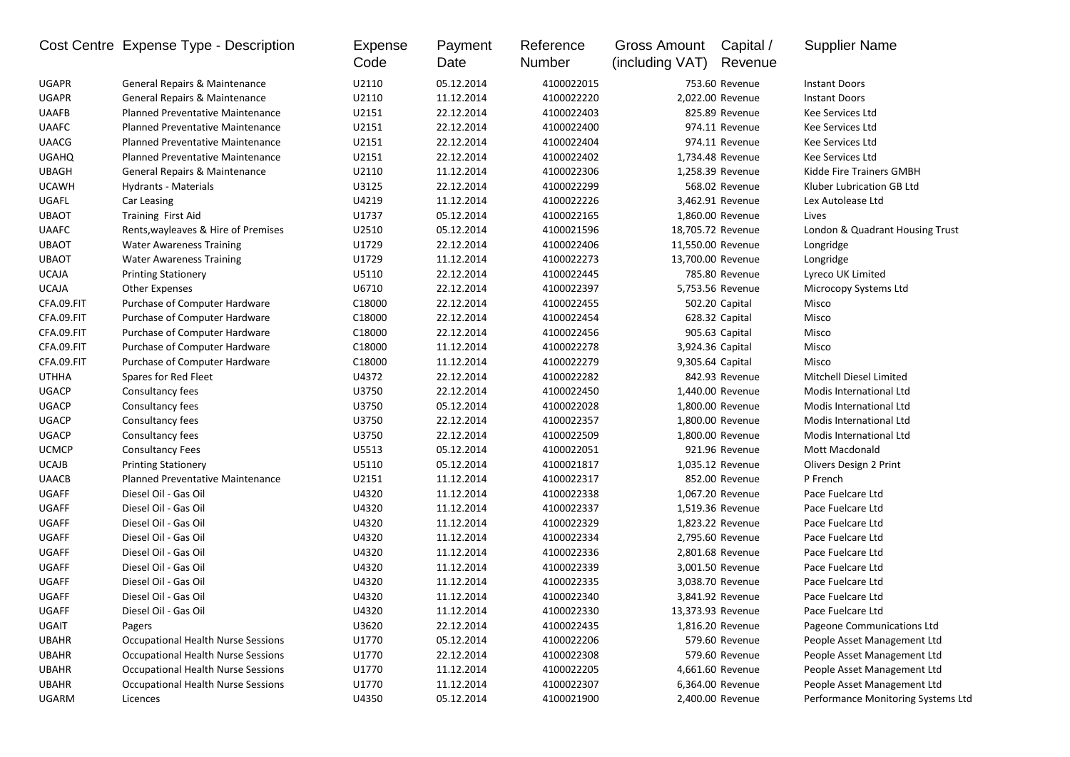| Cost Centre | Expense Type - Description | Expense Code | Payment Date | Reference Number | Gross Amount (including VAT) | Capital / Revenue | Supplier Name |
|---|---|---|---|---|---|---|---|
| UGAPR | General Repairs & Maintenance | U2110 | 05.12.2014 | 4100022015 | 753.60 | Revenue | Instant Doors |
| UGAPR | General Repairs & Maintenance | U2110 | 11.12.2014 | 4100022220 | 2,022.00 | Revenue | Instant Doors |
| UAAFB | Planned Preventative Maintenance | U2151 | 22.12.2014 | 4100022403 | 825.89 | Revenue | Kee Services Ltd |
| UAAFC | Planned Preventative Maintenance | U2151 | 22.12.2014 | 4100022400 | 974.11 | Revenue | Kee Services Ltd |
| UAACG | Planned Preventative Maintenance | U2151 | 22.12.2014 | 4100022404 | 974.11 | Revenue | Kee Services Ltd |
| UGAHQ | Planned Preventative Maintenance | U2151 | 22.12.2014 | 4100022402 | 1,734.48 | Revenue | Kee Services Ltd |
| UBAGH | General Repairs & Maintenance | U2110 | 11.12.2014 | 4100022306 | 1,258.39 | Revenue | Kidde Fire Trainers GMBH |
| UCAWH | Hydrants - Materials | U3125 | 22.12.2014 | 4100022299 | 568.02 | Revenue | Kluber Lubrication GB Ltd |
| UGAFL | Car Leasing | U4219 | 11.12.2014 | 4100022226 | 3,462.91 | Revenue | Lex Autolease Ltd |
| UBAOT | Training First Aid | U1737 | 05.12.2014 | 4100022165 | 1,860.00 | Revenue | Lives |
| UAAFC | Rents,wayleaves & Hire of Premises | U2510 | 05.12.2014 | 4100021596 | 18,705.72 | Revenue | London & Quadrant Housing Trust |
| UBAOT | Water Awareness Training | U1729 | 22.12.2014 | 4100022406 | 11,550.00 | Revenue | Longridge |
| UBAOT | Water Awareness Training | U1729 | 11.12.2014 | 4100022273 | 13,700.00 | Revenue | Longridge |
| UCAJA | Printing Stationery | U5110 | 22.12.2014 | 4100022445 | 785.80 | Revenue | Lyreco UK Limited |
| UCAJA | Other Expenses | U6710 | 22.12.2014 | 4100022397 | 5,753.56 | Revenue | Microcopy Systems Ltd |
| CFA.09.FIT | Purchase of Computer Hardware | C18000 | 22.12.2014 | 4100022455 | 502.20 | Capital | Misco |
| CFA.09.FIT | Purchase of Computer Hardware | C18000 | 22.12.2014 | 4100022454 | 628.32 | Capital | Misco |
| CFA.09.FIT | Purchase of Computer Hardware | C18000 | 22.12.2014 | 4100022456 | 905.63 | Capital | Misco |
| CFA.09.FIT | Purchase of Computer Hardware | C18000 | 11.12.2014 | 4100022278 | 3,924.36 | Capital | Misco |
| CFA.09.FIT | Purchase of Computer Hardware | C18000 | 11.12.2014 | 4100022279 | 9,305.64 | Capital | Misco |
| UTHHA | Spares for Red Fleet | U4372 | 22.12.2014 | 4100022282 | 842.93 | Revenue | Mitchell Diesel Limited |
| UGACP | Consultancy fees | U3750 | 22.12.2014 | 4100022450 | 1,440.00 | Revenue | Modis International Ltd |
| UGACP | Consultancy fees | U3750 | 05.12.2014 | 4100022028 | 1,800.00 | Revenue | Modis International Ltd |
| UGACP | Consultancy fees | U3750 | 22.12.2014 | 4100022357 | 1,800.00 | Revenue | Modis International Ltd |
| UGACP | Consultancy fees | U3750 | 22.12.2014 | 4100022509 | 1,800.00 | Revenue | Modis International Ltd |
| UCMCP | Consultancy Fees | U5513 | 05.12.2014 | 4100022051 | 921.96 | Revenue | Mott Macdonald |
| UCAJB | Printing Stationery | U5110 | 05.12.2014 | 4100021817 | 1,035.12 | Revenue | Olivers Design 2 Print |
| UAACB | Planned Preventative Maintenance | U2151 | 11.12.2014 | 4100022317 | 852.00 | Revenue | P French |
| UGAFF | Diesel Oil - Gas Oil | U4320 | 11.12.2014 | 4100022338 | 1,067.20 | Revenue | Pace Fuelcare Ltd |
| UGAFF | Diesel Oil - Gas Oil | U4320 | 11.12.2014 | 4100022337 | 1,519.36 | Revenue | Pace Fuelcare Ltd |
| UGAFF | Diesel Oil - Gas Oil | U4320 | 11.12.2014 | 4100022329 | 1,823.22 | Revenue | Pace Fuelcare Ltd |
| UGAFF | Diesel Oil - Gas Oil | U4320 | 11.12.2014 | 4100022334 | 2,795.60 | Revenue | Pace Fuelcare Ltd |
| UGAFF | Diesel Oil - Gas Oil | U4320 | 11.12.2014 | 4100022336 | 2,801.68 | Revenue | Pace Fuelcare Ltd |
| UGAFF | Diesel Oil - Gas Oil | U4320 | 11.12.2014 | 4100022339 | 3,001.50 | Revenue | Pace Fuelcare Ltd |
| UGAFF | Diesel Oil - Gas Oil | U4320 | 11.12.2014 | 4100022335 | 3,038.70 | Revenue | Pace Fuelcare Ltd |
| UGAFF | Diesel Oil - Gas Oil | U4320 | 11.12.2014 | 4100022340 | 3,841.92 | Revenue | Pace Fuelcare Ltd |
| UGAFF | Diesel Oil - Gas Oil | U4320 | 11.12.2014 | 4100022330 | 13,373.93 | Revenue | Pace Fuelcare Ltd |
| UGAIT | Pagers | U3620 | 22.12.2014 | 4100022435 | 1,816.20 | Revenue | Pageone Communications Ltd |
| UBAHR | Occupational Health Nurse Sessions | U1770 | 05.12.2014 | 4100022206 | 579.60 | Revenue | People Asset Management Ltd |
| UBAHR | Occupational Health Nurse Sessions | U1770 | 22.12.2014 | 4100022308 | 579.60 | Revenue | People Asset Management Ltd |
| UBAHR | Occupational Health Nurse Sessions | U1770 | 11.12.2014 | 4100022205 | 4,661.60 | Revenue | People Asset Management Ltd |
| UBAHR | Occupational Health Nurse Sessions | U1770 | 11.12.2014 | 4100022307 | 6,364.00 | Revenue | People Asset Management Ltd |
| UGARM | Licences | U4350 | 05.12.2014 | 4100021900 | 2,400.00 | Revenue | Performance Monitoring Systems Ltd |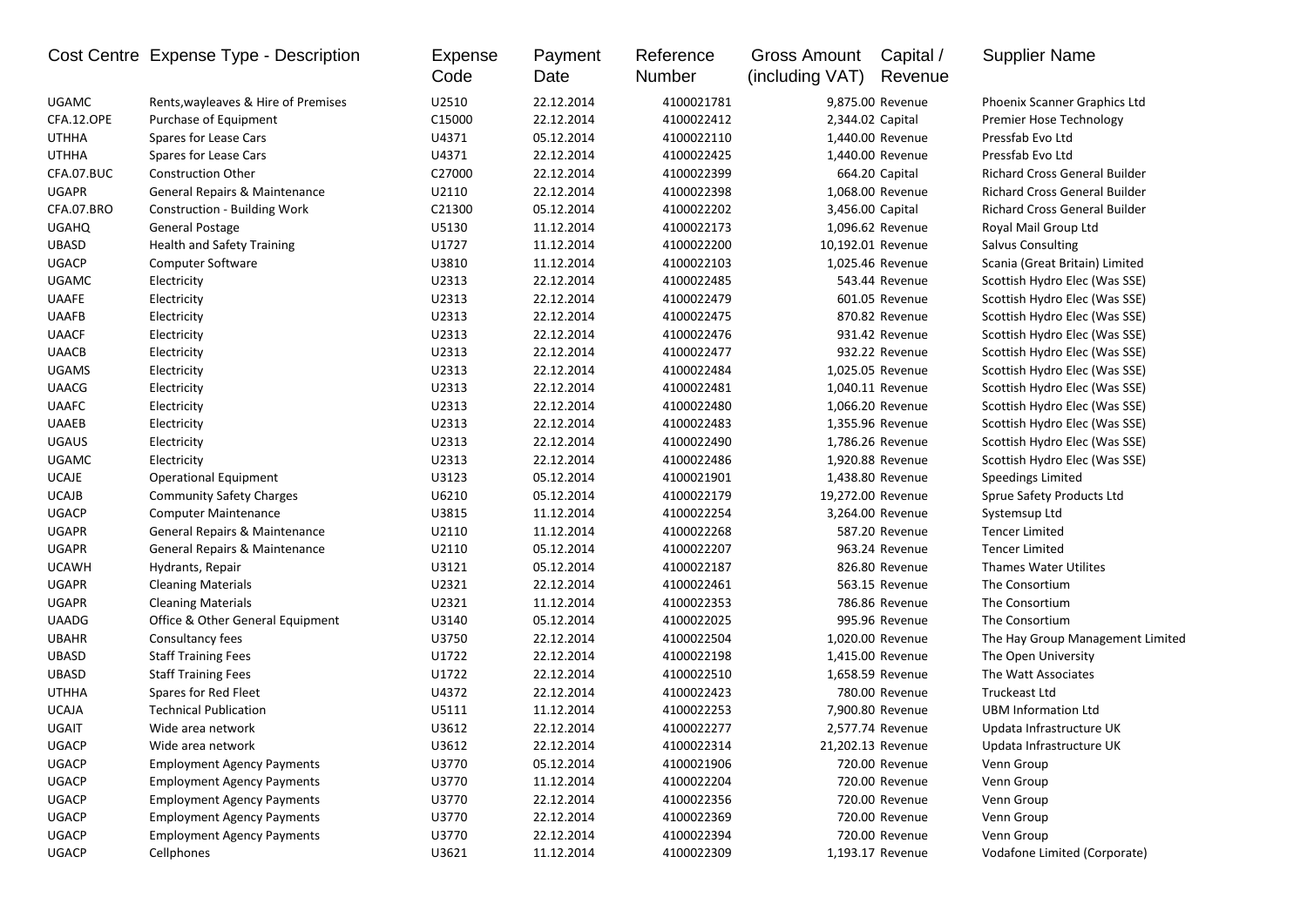| Cost Centre | Expense Type - Description | Expense Code | Payment Date | Reference Number | Gross Amount (including VAT) | Capital / Revenue | Supplier Name |
|---|---|---|---|---|---|---|---|
| UGAMC | Rents,wayleaves & Hire of Premises | U2510 | 22.12.2014 | 4100021781 | 9,875.00 | Revenue | Phoenix Scanner Graphics Ltd |
| CFA.12.OPE | Purchase of Equipment | C15000 | 22.12.2014 | 4100022412 | 2,344.02 | Capital | Premier Hose Technology |
| UTHHA | Spares for Lease Cars | U4371 | 05.12.2014 | 4100022110 | 1,440.00 | Revenue | Pressfab Evo Ltd |
| UTHHA | Spares for Lease Cars | U4371 | 22.12.2014 | 4100022425 | 1,440.00 | Revenue | Pressfab Evo Ltd |
| CFA.07.BUC | Construction Other | C27000 | 22.12.2014 | 4100022399 | 664.20 | Capital | Richard Cross General Builder |
| UGAPR | General Repairs & Maintenance | U2110 | 22.12.2014 | 4100022398 | 1,068.00 | Revenue | Richard Cross General Builder |
| CFA.07.BRO | Construction - Building Work | C21300 | 05.12.2014 | 4100022202 | 3,456.00 | Capital | Richard Cross General Builder |
| UGAHQ | General Postage | U5130 | 11.12.2014 | 4100022173 | 1,096.62 | Revenue | Royal Mail Group Ltd |
| UBASD | Health and Safety Training | U1727 | 11.12.2014 | 4100022200 | 10,192.01 | Revenue | Salvus Consulting |
| UGACP | Computer Software | U3810 | 11.12.2014 | 4100022103 | 1,025.46 | Revenue | Scania (Great Britain) Limited |
| UGAMC | Electricity | U2313 | 22.12.2014 | 4100022485 | 543.44 | Revenue | Scottish Hydro Elec (Was SSE) |
| UAAFE | Electricity | U2313 | 22.12.2014 | 4100022479 | 601.05 | Revenue | Scottish Hydro Elec (Was SSE) |
| UAAFB | Electricity | U2313 | 22.12.2014 | 4100022475 | 870.82 | Revenue | Scottish Hydro Elec (Was SSE) |
| UAACF | Electricity | U2313 | 22.12.2014 | 4100022476 | 931.42 | Revenue | Scottish Hydro Elec (Was SSE) |
| UAACB | Electricity | U2313 | 22.12.2014 | 4100022477 | 932.22 | Revenue | Scottish Hydro Elec (Was SSE) |
| UGAMS | Electricity | U2313 | 22.12.2014 | 4100022484 | 1,025.05 | Revenue | Scottish Hydro Elec (Was SSE) |
| UAACG | Electricity | U2313 | 22.12.2014 | 4100022481 | 1,040.11 | Revenue | Scottish Hydro Elec (Was SSE) |
| UAAFC | Electricity | U2313 | 22.12.2014 | 4100022480 | 1,066.20 | Revenue | Scottish Hydro Elec (Was SSE) |
| UAAEB | Electricity | U2313 | 22.12.2014 | 4100022483 | 1,355.96 | Revenue | Scottish Hydro Elec (Was SSE) |
| UGAUS | Electricity | U2313 | 22.12.2014 | 4100022490 | 1,786.26 | Revenue | Scottish Hydro Elec (Was SSE) |
| UGAMC | Electricity | U2313 | 22.12.2014 | 4100022486 | 1,920.88 | Revenue | Scottish Hydro Elec (Was SSE) |
| UCAJE | Operational Equipment | U3123 | 05.12.2014 | 4100021901 | 1,438.80 | Revenue | Speedings Limited |
| UCAJB | Community Safety Charges | U6210 | 05.12.2014 | 4100022179 | 19,272.00 | Revenue | Sprue Safety Products Ltd |
| UGACP | Computer Maintenance | U3815 | 11.12.2014 | 4100022254 | 3,264.00 | Revenue | Systemsup Ltd |
| UGAPR | General Repairs & Maintenance | U2110 | 11.12.2014 | 4100022268 | 587.20 | Revenue | Tencer Limited |
| UGAPR | General Repairs & Maintenance | U2110 | 05.12.2014 | 4100022207 | 963.24 | Revenue | Tencer Limited |
| UCAWH | Hydrants, Repair | U3121 | 05.12.2014 | 4100022187 | 826.80 | Revenue | Thames Water Utilites |
| UGAPR | Cleaning Materials | U2321 | 22.12.2014 | 4100022461 | 563.15 | Revenue | The Consortium |
| UGAPR | Cleaning Materials | U2321 | 11.12.2014 | 4100022353 | 786.86 | Revenue | The Consortium |
| UAADG | Office & Other General Equipment | U3140 | 05.12.2014 | 4100022025 | 995.96 | Revenue | The Consortium |
| UBAHR | Consultancy fees | U3750 | 22.12.2014 | 4100022504 | 1,020.00 | Revenue | The Hay Group Management Limited |
| UBASD | Staff Training Fees | U1722 | 22.12.2014 | 4100022198 | 1,415.00 | Revenue | The Open University |
| UBASD | Staff Training Fees | U1722 | 22.12.2014 | 4100022510 | 1,658.59 | Revenue | The Watt Associates |
| UTHHA | Spares for Red Fleet | U4372 | 22.12.2014 | 4100022423 | 780.00 | Revenue | Truckeast Ltd |
| UCAJA | Technical Publication | U5111 | 11.12.2014 | 4100022253 | 7,900.80 | Revenue | UBM Information Ltd |
| UGAIT | Wide area network | U3612 | 22.12.2014 | 4100022277 | 2,577.74 | Revenue | Updata Infrastructure UK |
| UGACP | Wide area network | U3612 | 22.12.2014 | 4100022314 | 21,202.13 | Revenue | Updata Infrastructure UK |
| UGACP | Employment Agency Payments | U3770 | 05.12.2014 | 4100021906 | 720.00 | Revenue | Venn Group |
| UGACP | Employment Agency Payments | U3770 | 11.12.2014 | 4100022204 | 720.00 | Revenue | Venn Group |
| UGACP | Employment Agency Payments | U3770 | 22.12.2014 | 4100022356 | 720.00 | Revenue | Venn Group |
| UGACP | Employment Agency Payments | U3770 | 22.12.2014 | 4100022369 | 720.00 | Revenue | Venn Group |
| UGACP | Employment Agency Payments | U3770 | 22.12.2014 | 4100022394 | 720.00 | Revenue | Venn Group |
| UGACP | Cellphones | U3621 | 11.12.2014 | 4100022309 | 1,193.17 | Revenue | Vodafone Limited (Corporate) |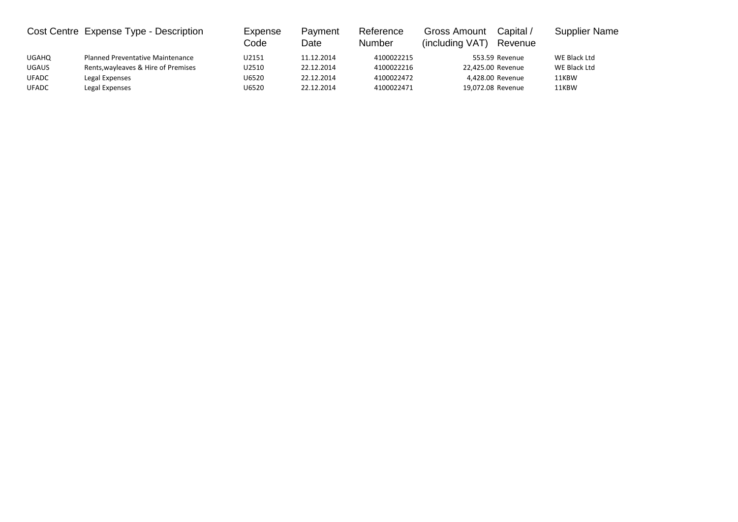| Cost Centre | Expense Type - Description | Expense Code | Payment Date | Reference Number | Gross Amount (including VAT) | Capital / Revenue | Supplier Name |
|---|---|---|---|---|---|---|---|
| UGAHQ | Planned Preventative Maintenance | U2151 | 11.12.2014 | 4100022215 | 553.59 | Revenue | WE Black Ltd |
| UGAUS | Rents,wayleaves & Hire of Premises | U2510 | 22.12.2014 | 4100022216 | 22,425.00 | Revenue | WE Black Ltd |
| UFADC | Legal Expenses | U6520 | 22.12.2014 | 4100022472 | 4,428.00 | Revenue | 11KBW |
| UFADC | Legal Expenses | U6520 | 22.12.2014 | 4100022471 | 19,072.08 | Revenue | 11KBW |